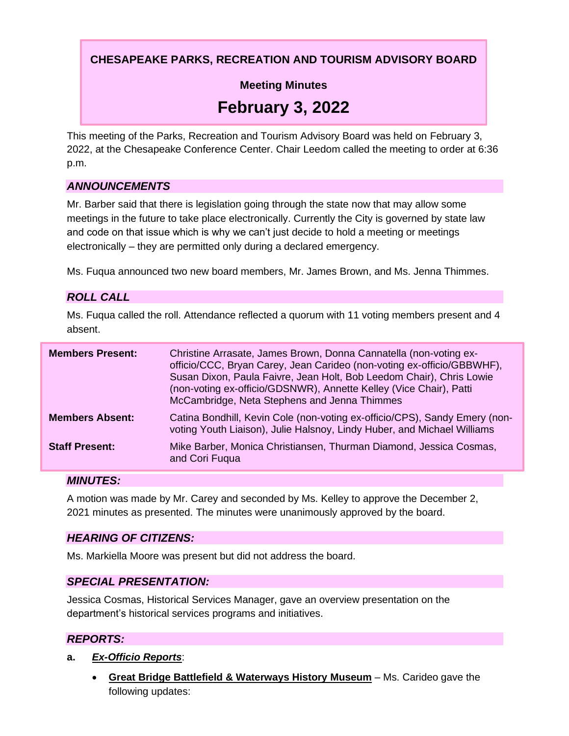# CHESAPEAKE PARKS, RECREATION AND TOURISM ADVISORY BOARD

## Meeting Minutes

## February 3, 2022

This meeting of the Parks, Recreation and Tourism Advisory Board was held on February 3, 2022, at the Chesapeake Conference Center. Chair Leedom called the meeting to order at 6:36 p.m.

### *ANNOUNCEMENTS*

Mr. Barber said that there is legislation going through the state now that may allow some meetings in the future to take place electronically. Currently the City is governed by state law and code on that issue which is why we can't just decide to hold a meeting or meetings electronically – they are permitted only during a declared emergency.

Ms. Fuqua announced two new board members, Mr. James Brown, and Ms. Jenna Thimmes.

### *ROLL CALL*

Ms. Fuqua called the roll. Attendance reflected a quorum with 11 voting members present and 4 absent.

| | |
|---|---|
| **Members Present:** | Christine Arrasate, James Brown, Donna Cannatella (non-voting ex-officio/CCC, Bryan Carey, Jean Carideo (non-voting ex-officio/GBBWHF), Susan Dixon, Paula Faivre, Jean Holt, Bob Leedom Chair), Chris Lowie (non-voting ex-officio/GDSNWR), Annette Kelley (Vice Chair), Patti McCambridge, Neta Stephens and Jenna Thimmes |
| **Members Absent:** | Catina Bondhill, Kevin Cole (non-voting ex-officio/CPS), Sandy Emery (non-voting Youth Liaison), Julie Halsnoy, Lindy Huber, and Michael Williams |
| **Staff Present:** | Mike Barber, Monica Christiansen, Thurman Diamond, Jessica Cosmas, and Cori Fuqua |

### *MINUTES:*

A motion was made by Mr. Carey and seconded by Ms. Kelley to approve the December 2, 2021 minutes as presented. The minutes were unanimously approved by the board.

### *HEARING OF CITIZENS:*

Ms. Markiella Moore was present but did not address the board.

### *SPECIAL PRESENTATION:*

Jessica Cosmas, Historical Services Manager, gave an overview presentation on the department's historical services programs and initiatives.

### *REPORTS:*

**a.** ***Ex-Officio Reports***:

- **Great Bridge Battlefield & Waterways History Museum** – Ms. Carideo gave the following updates: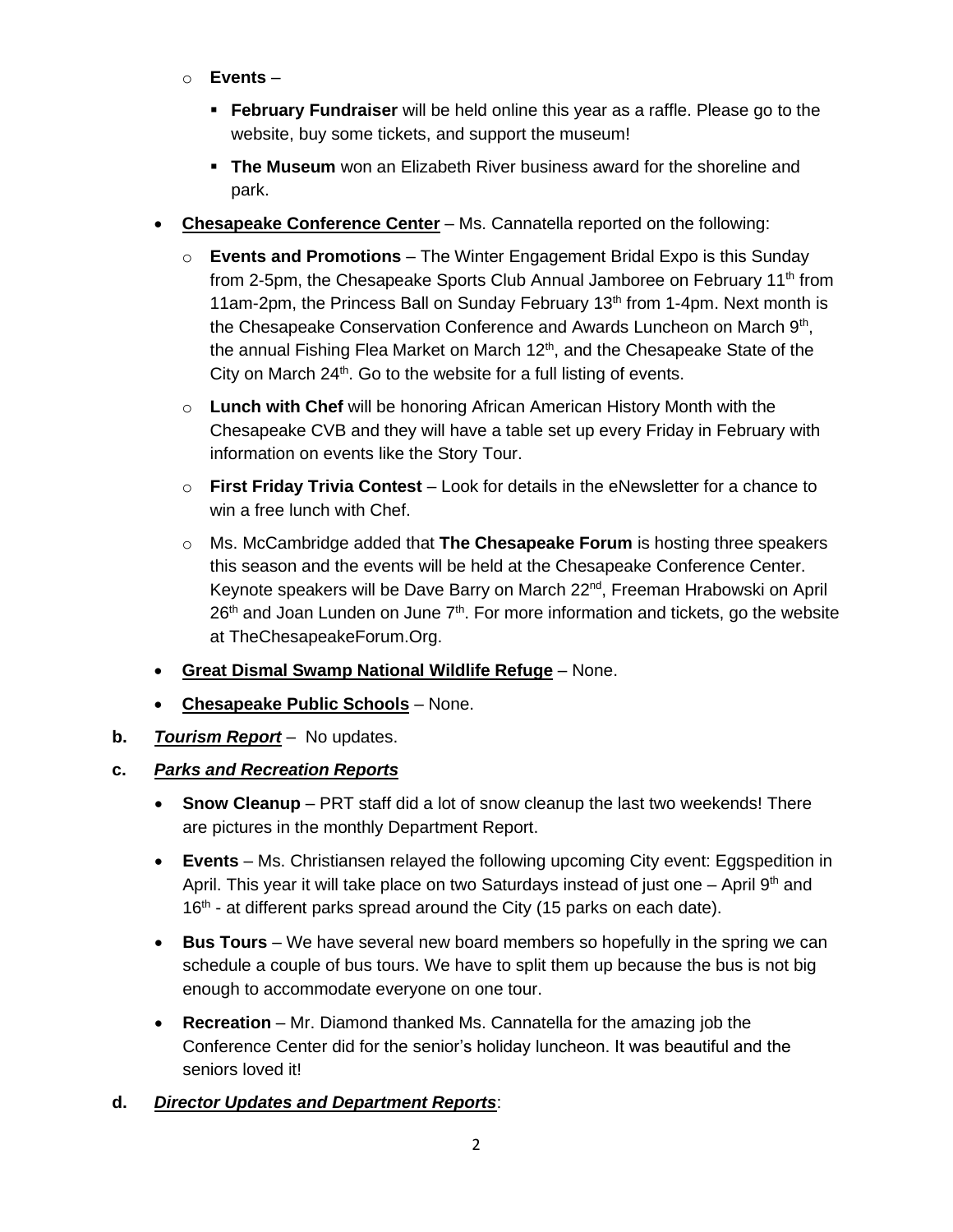- **Events** –
  - **February Fundraiser** will be held online this year as a raffle. Please go to the website, buy some tickets, and support the museum!
  - **The Museum** won an Elizabeth River business award for the shoreline and park.
- **Chesapeake Conference Center** – Ms. Cannatella reported on the following:
  - **Events and Promotions** – The Winter Engagement Bridal Expo is this Sunday from 2-5pm, the Chesapeake Sports Club Annual Jamboree on February 11th from 11am-2pm, the Princess Ball on Sunday February 13th from 1-4pm. Next month is the Chesapeake Conservation Conference and Awards Luncheon on March 9th, the annual Fishing Flea Market on March 12th, and the Chesapeake State of the City on March 24th. Go to the website for a full listing of events.
  - **Lunch with Chef** will be honoring African American History Month with the Chesapeake CVB and they will have a table set up every Friday in February with information on events like the Story Tour.
  - **First Friday Trivia Contest** – Look for details in the eNewsletter for a chance to win a free lunch with Chef.
  - Ms. McCambridge added that **The Chesapeake Forum** is hosting three speakers this season and the events will be held at the Chesapeake Conference Center. Keynote speakers will be Dave Barry on March 22nd, Freeman Hrabowski on April 26th and Joan Lunden on June 7th. For more information and tickets, go the website at TheChesapeakeForum.Org.
- **Great Dismal Swamp National Wildlife Refuge** – None.
- **Chesapeake Public Schools** – None.

**b.** ***Tourism Report*** – No updates.

**c.** ***Parks and Recreation Reports***

- **Snow Cleanup** – PRT staff did a lot of snow cleanup the last two weekends! There are pictures in the monthly Department Report.
- **Events** – Ms. Christiansen relayed the following upcoming City event: Eggspedition in April. This year it will take place on two Saturdays instead of just one – April 9th and 16th - at different parks spread around the City (15 parks on each date).
- **Bus Tours** – We have several new board members so hopefully in the spring we can schedule a couple of bus tours. We have to split them up because the bus is not big enough to accommodate everyone on one tour.
- **Recreation** – Mr. Diamond thanked Ms. Cannatella for the amazing job the Conference Center did for the senior's holiday luncheon. It was beautiful and the seniors loved it!

**d.** ***Director Updates and Department Reports***: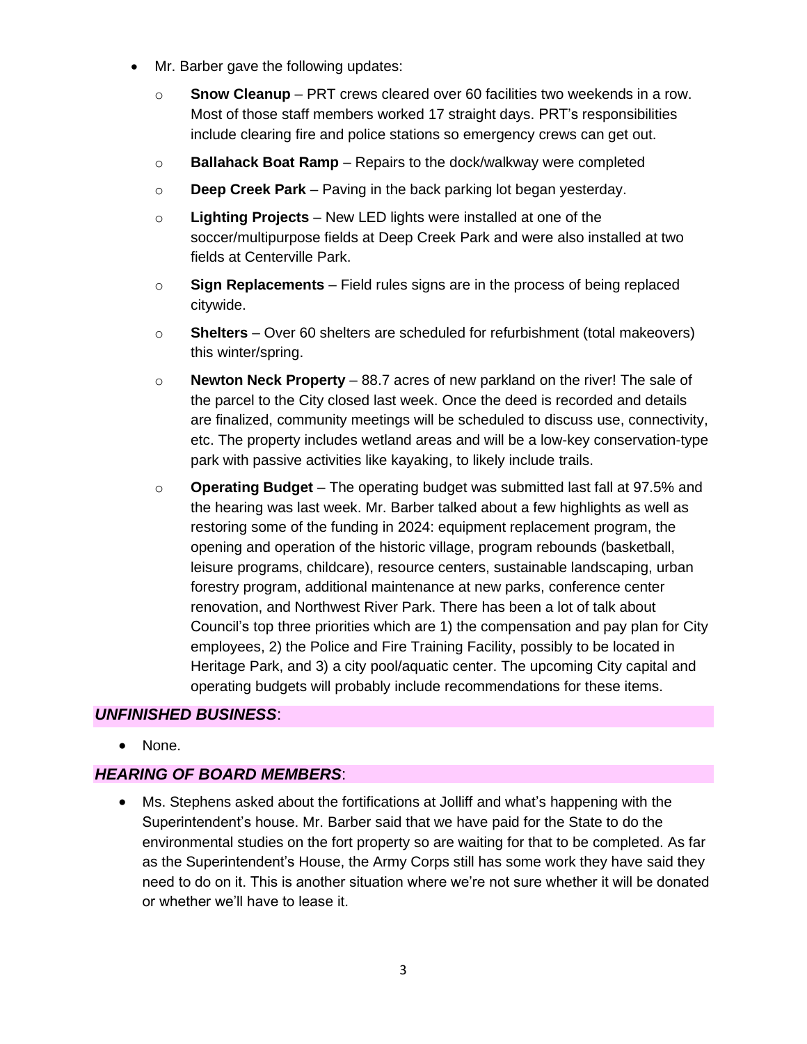- Mr. Barber gave the following updates:
  - **Snow Cleanup** – PRT crews cleared over 60 facilities two weekends in a row. Most of those staff members worked 17 straight days. PRT's responsibilities include clearing fire and police stations so emergency crews can get out.
  - **Ballahack Boat Ramp** – Repairs to the dock/walkway were completed
  - **Deep Creek Park** – Paving in the back parking lot began yesterday.
  - **Lighting Projects** – New LED lights were installed at one of the soccer/multipurpose fields at Deep Creek Park and were also installed at two fields at Centerville Park.
  - **Sign Replacements** – Field rules signs are in the process of being replaced citywide.
  - **Shelters** – Over 60 shelters are scheduled for refurbishment (total makeovers) this winter/spring.
  - **Newton Neck Property** – 88.7 acres of new parkland on the river! The sale of the parcel to the City closed last week. Once the deed is recorded and details are finalized, community meetings will be scheduled to discuss use, connectivity, etc. The property includes wetland areas and will be a low-key conservation-type park with passive activities like kayaking, to likely include trails.
  - **Operating Budget** – The operating budget was submitted last fall at 97.5% and the hearing was last week. Mr. Barber talked about a few highlights as well as restoring some of the funding in 2024: equipment replacement program, the opening and operation of the historic village, program rebounds (basketball, leisure programs, childcare), resource centers, sustainable landscaping, urban forestry program, additional maintenance at new parks, conference center renovation, and Northwest River Park. There has been a lot of talk about Council's top three priorities which are 1) the compensation and pay plan for City employees, 2) the Police and Fire Training Facility, possibly to be located in Heritage Park, and 3) a city pool/aquatic center. The upcoming City capital and operating budgets will probably include recommendations for these items.

***UNFINISHED BUSINESS***:

- None.

***HEARING OF BOARD MEMBERS***:

- Ms. Stephens asked about the fortifications at Jolliff and what's happening with the Superintendent's house. Mr. Barber said that we have paid for the State to do the environmental studies on the fort property so are waiting for that to be completed. As far as the Superintendent's House, the Army Corps still has some work they have said they need to do on it. This is another situation where we're not sure whether it will be donated or whether we'll have to lease it.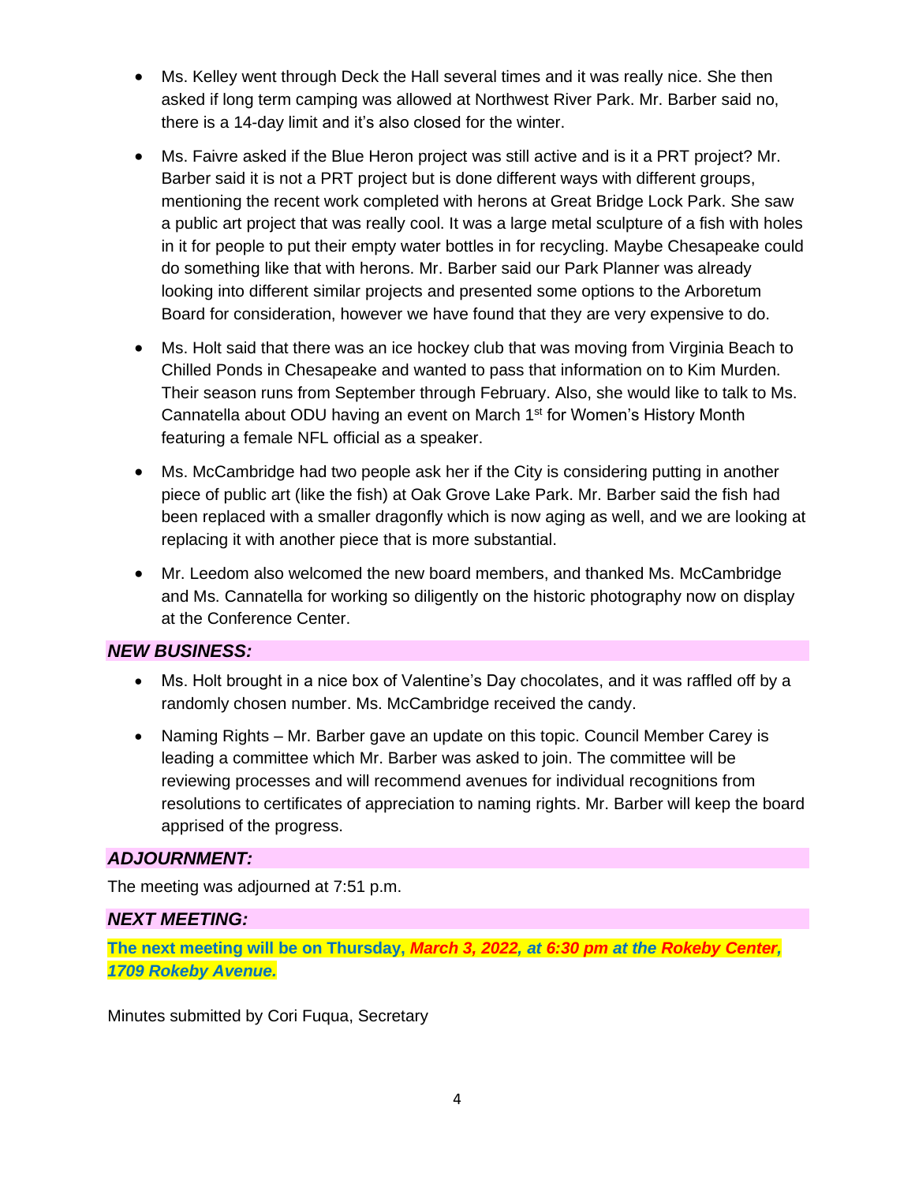- Ms. Kelley went through Deck the Hall several times and it was really nice. She then asked if long term camping was allowed at Northwest River Park. Mr. Barber said no, there is a 14-day limit and it's also closed for the winter.
- Ms. Faivre asked if the Blue Heron project was still active and is it a PRT project? Mr. Barber said it is not a PRT project but is done different ways with different groups, mentioning the recent work completed with herons at Great Bridge Lock Park. She saw a public art project that was really cool. It was a large metal sculpture of a fish with holes in it for people to put their empty water bottles in for recycling. Maybe Chesapeake could do something like that with herons. Mr. Barber said our Park Planner was already looking into different similar projects and presented some options to the Arboretum Board for consideration, however we have found that they are very expensive to do.
- Ms. Holt said that there was an ice hockey club that was moving from Virginia Beach to Chilled Ponds in Chesapeake and wanted to pass that information on to Kim Murden. Their season runs from September through February. Also, she would like to talk to Ms. Cannatella about ODU having an event on March 1st for Women's History Month featuring a female NFL official as a speaker.
- Ms. McCambridge had two people ask her if the City is considering putting in another piece of public art (like the fish) at Oak Grove Lake Park. Mr. Barber said the fish had been replaced with a smaller dragonfly which is now aging as well, and we are looking at replacing it with another piece that is more substantial.
- Mr. Leedom also welcomed the new board members, and thanked Ms. McCambridge and Ms. Cannatella for working so diligently on the historic photography now on display at the Conference Center.

## *NEW BUSINESS:*

- Ms. Holt brought in a nice box of Valentine's Day chocolates, and it was raffled off by a randomly chosen number. Ms. McCambridge received the candy.
- Naming Rights – Mr. Barber gave an update on this topic. Council Member Carey is leading a committee which Mr. Barber was asked to join. The committee will be reviewing processes and will recommend avenues for individual recognitions from resolutions to certificates of appreciation to naming rights. Mr. Barber will keep the board apprised of the progress.

## *ADJOURNMENT:*

The meeting was adjourned at 7:51 p.m.

## *NEXT MEETING:*

**The next meeting will be on Thursday, *March 3, 2022, at 6:30 pm at the Rokeby Center, 1709 Rokeby Avenue.***

Minutes submitted by Cori Fuqua, Secretary